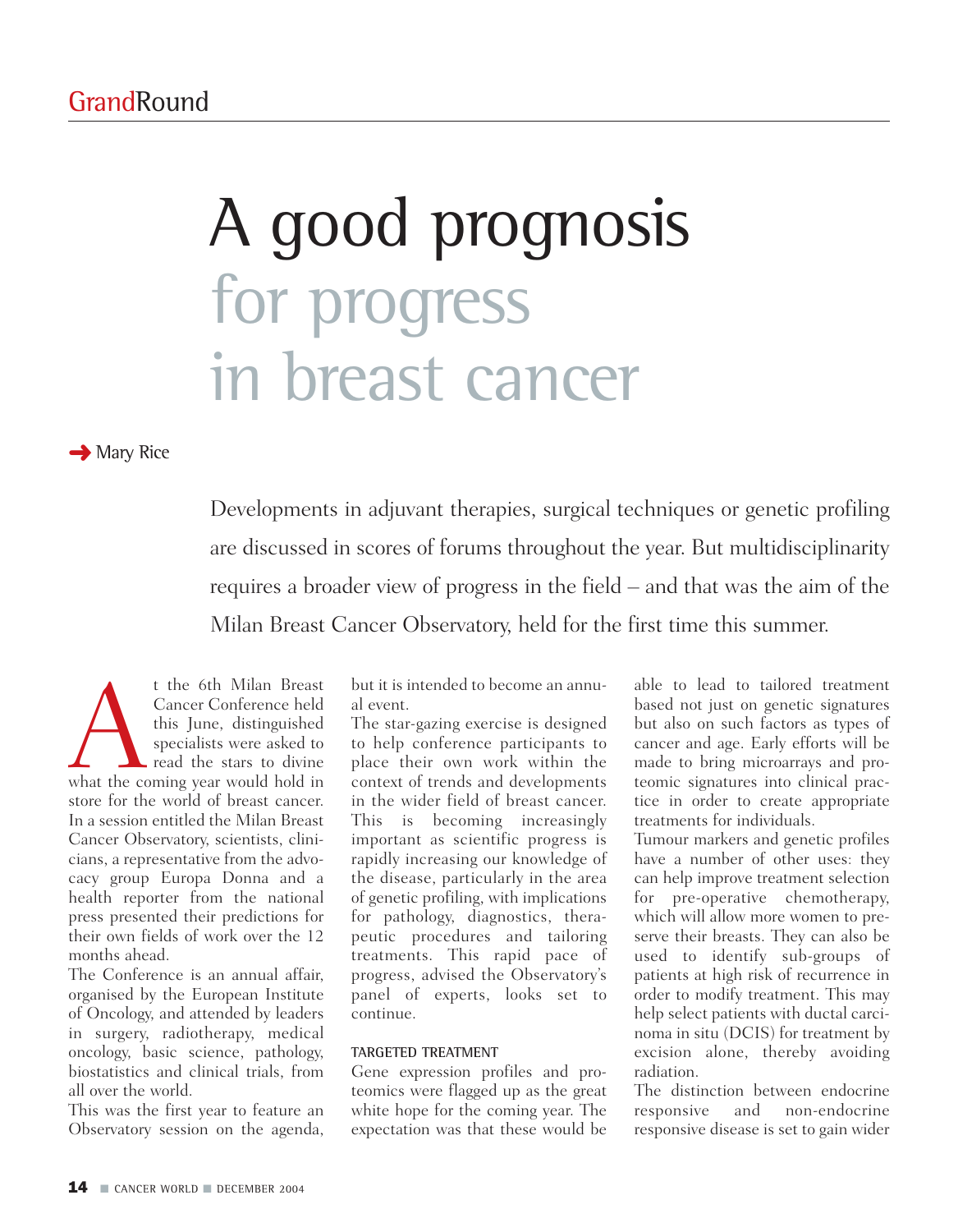# A good prognosis for progress in breast cancer

Mary Rice

Developments in adjuvant therapies, surgical techniques or genetic profiling are discussed in scores of forums throughout the year. But multidisciplinarity requires a broader view of progress in the field – and that was the aim of the Milan Breast Cancer Observatory, held for the first time this summer.

At the 6th Milan Breast Cancer Conference held this June, distinguished specialists were asked to read the stars to divine what the coming year would hold in store for the world of breast cancer. In a session entitled the Milan Breast Cancer Observatory, scientists, clinicians, a representative from the advocacy group Europa Donna and a health reporter from the national press presented their predictions for their own fields of work over the 12 months ahead.

The Conference is an annual affair, organised by the European Institute of Oncology, and attended by leaders in surgery, radiotherapy, medical oncology, basic science, pathology, biostatistics and clinical trials, from all over the world.

This was the first year to feature an Observatory session on the agenda, but it is intended to become an annual event.

The star-gazing exercise is designed to help conference participants to place their own work within the context of trends and developments in the wider field of breast cancer. This is becoming increasingly important as scientific progress is rapidly increasing our knowledge of the disease, particularly in the area of genetic profiling, with implications for pathology, diagnostics, therapeutic procedures and tailoring treatments. This rapid pace of progress, advised the Observatory's panel of experts, looks set to continue.

## TARGETED TREATMENT

Gene expression profiles and proteomics were flagged up as the great white hope for the coming year. The expectation was that these would be able to lead to tailored treatment based not just on genetic signatures but also on such factors as types of cancer and age. Early efforts will be made to bring microarrays and proteomic signatures into clinical practice in order to create appropriate treatments for individuals.

Tumour markers and genetic profiles have a number of other uses: they can help improve treatment selection for pre-operative chemotherapy, which will allow more women to preserve their breasts. They can also be used to identify sub-groups of patients at high risk of recurrence in order to modify treatment. This may help select patients with ductal carcinoma in situ (DCIS) for treatment by excision alone, thereby avoiding radiation.

The distinction between endocrine responsive and non-endocrine responsive disease is set to gain wider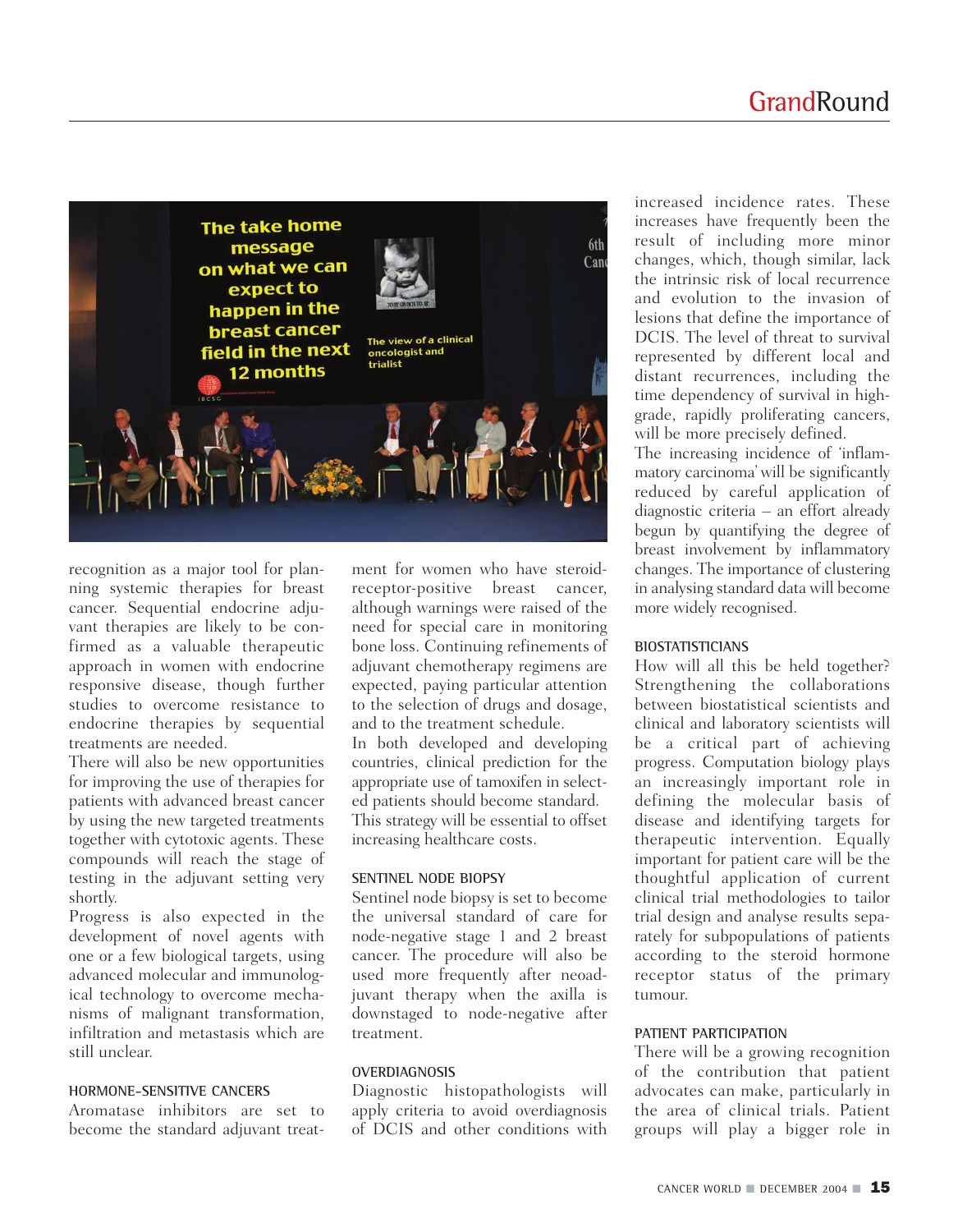recognition as a major tool for planning systemic therapies for breast cancer. Sequential endocrine adjuvant therapies are likely to be confirmed as a valuable therapeutic approach in women with endocrine responsive disease, though further studies to overcome resistance to endocrine therapies by sequential treatments are needed.

There will also be new opportunities for improving the use of therapies for patients with advanced breast cancer by using the new targeted treatments together with cytotoxic agents. These compounds will reach the stage of testing in the adjuvant setting very shortly.

Progress is also expected in the development of novel agents with one or a few biological targets, using advanced molecular and immunological technology to overcome mechanisms of malignant transformation, infiltration and metastasis which are still unclear.

### HORMONE-SENSITIVE CANCERS

Aromatase inhibitors are set to become the standard adjuvant treatment for women who have steroid-receptor-positive breast cancer, although warnings were raised of the need for special care in monitoring bone loss. Continuing refinements of adjuvant chemotherapy regimens are expected, paying particular attention to the selection of drugs and dosage, and to the treatment schedule.

In both developed and developing countries, clinical prediction for the appropriate use of tamoxifen in selected patients should become standard. This strategy will be essential to offset increasing healthcare costs.

### SENTINEL NODE BIOPSY

Sentinel node biopsy is set to become the universal standard of care for node-negative stage 1 and 2 breast cancer. The procedure will also be used more frequently after neoadjuvant therapy when the axilla is downstaged to node-negative after treatment.

### OVERDIAGNOSIS

Diagnostic histopathologists will apply criteria to avoid overdiagnosis of DCIS and other conditions with increased incidence rates. These increases have frequently been the result of including more minor changes, which, though similar, lack the intrinsic risk of local recurrence and evolution to the invasion of lesions that define the importance of DCIS. The level of threat to survival represented by different local and distant recurrences, including the time dependency of survival in high-grade, rapidly proliferating cancers, will be more precisely defined.

The increasing incidence of 'inflammatory carcinoma' will be significantly reduced by careful application of diagnostic criteria – an effort already begun by quantifying the degree of breast involvement by inflammatory changes. The importance of clustering in analysing standard data will become more widely recognised.

### BIOSTATISTICIANS

How will all this be held together? Strengthening the collaborations between biostatistical scientists and clinical and laboratory scientists will be a critical part of achieving progress. Computation biology plays an increasingly important role in defining the molecular basis of disease and identifying targets for therapeutic intervention. Equally important for patient care will be the thoughtful application of current clinical trial methodologies to tailor trial design and analyse results separately for subpopulations of patients according to the steroid hormone receptor status of the primary tumour.

### PATIENT PARTICIPATION

There will be a growing recognition of the contribution that patient advocates can make, particularly in the area of clinical trials. Patient groups will play a bigger role in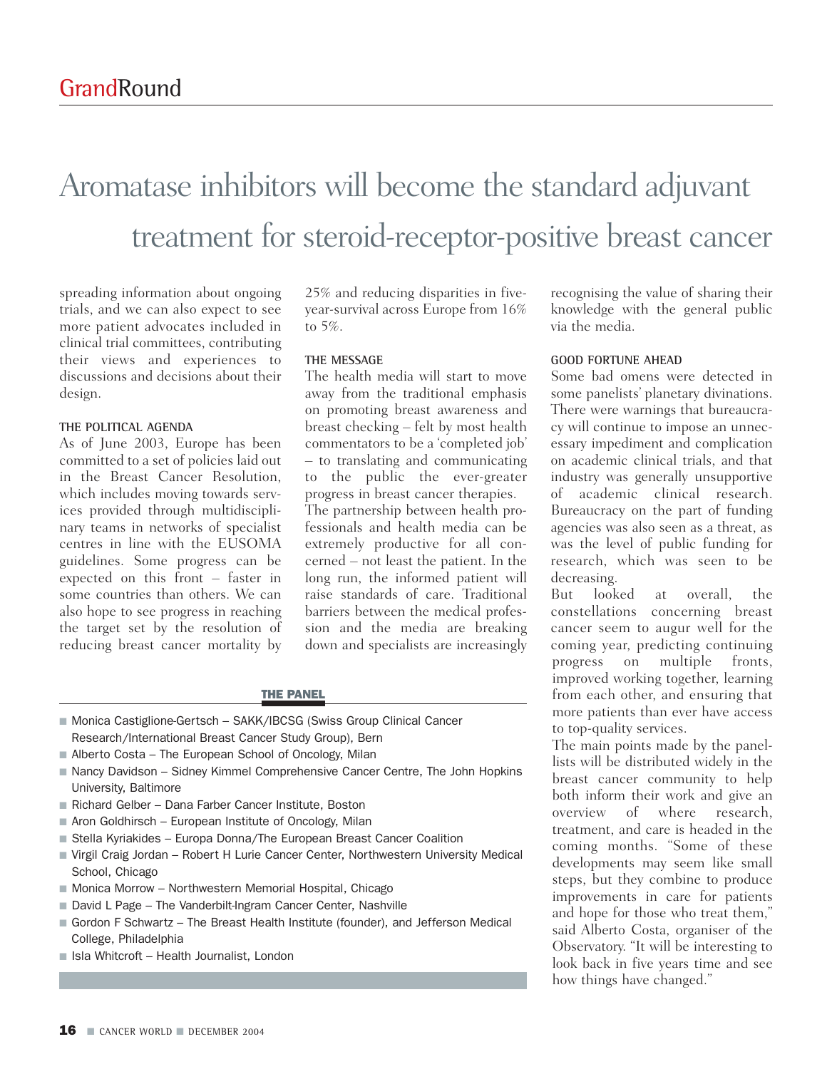# Aromatase inhibitors will become the standard adjuvant treatment for steroid-receptor-positive breast cancer

spreading information about ongoing trials, and we can also expect to see more patient advocates included in clinical trial committees, contributing their views and experiences to discussions and decisions about their design.

### THE POLITICAL AGENDA

As of June 2003, Europe has been committed to a set of policies laid out in the Breast Cancer Resolution, which includes moving towards services provided through multidisciplinary teams in networks of specialist centres in line with the EUSOMA guidelines. Some progress can be expected on this front – faster in some countries than others. We can also hope to see progress in reaching the target set by the resolution of reducing breast cancer mortality by 25% and reducing disparities in five-year-survival across Europe from 16% to 5%.

### THE MESSAGE

The health media will start to move away from the traditional emphasis on promoting breast awareness and breast checking – felt by most health commentators to be a 'completed job' – to translating and communicating to the public the ever-greater progress in breast cancer therapies.

The partnership between health professionals and health media can be extremely productive for all concerned – not least the patient. In the long run, the informed patient will raise standards of care. Traditional barriers between the medical profession and the media are breaking down and specialists are increasingly recognising the value of sharing their knowledge with the general public via the media.

### GOOD FORTUNE AHEAD

Some bad omens were detected in some panelists' planetary divinations. There were warnings that bureaucracy will continue to impose an unnecessary impediment and complication on academic clinical trials, and that industry was generally unsupportive of academic clinical research. Bureaucracy on the part of funding agencies was also seen as a threat, as was the level of public funding for research, which was seen to be decreasing.

But looked at overall, the constellations concerning breast cancer seem to augur well for the coming year, predicting continuing progress on multiple fronts, improved working together, learning from each other, and ensuring that more patients than ever have access to top-quality services.

The main points made by the panellists will be distributed widely in the breast cancer community to help both inform their work and give an overview of where research, treatment, and care is headed in the coming months. "Some of these developments may seem like small steps, but they combine to produce improvements in care for patients and hope for those who treat them," said Alberto Costa, organiser of the Observatory. "It will be interesting to look back in five years time and see how things have changed."

**THE PANEL**

- Monica Castiglione-Gertsch – SAKK/IBCSG (Swiss Group Clinical Cancer Research/International Breast Cancer Study Group), Bern
- Alberto Costa – The European School of Oncology, Milan
- Nancy Davidson – Sidney Kimmel Comprehensive Cancer Centre, The John Hopkins University, Baltimore
- Richard Gelber – Dana Farber Cancer Institute, Boston
- Aron Goldhirsch – European Institute of Oncology, Milan
- Stella Kyriakides – Europa Donna/The European Breast Cancer Coalition
- Virgil Craig Jordan – Robert H Lurie Cancer Center, Northwestern University Medical School, Chicago
- Monica Morrow – Northwestern Memorial Hospital, Chicago
- David L Page – The Vanderbilt-Ingram Cancer Center, Nashville
- Gordon F Schwartz – The Breast Health Institute (founder), and Jefferson Medical College, Philadelphia
- Isla Whitcroft – Health Journalist, London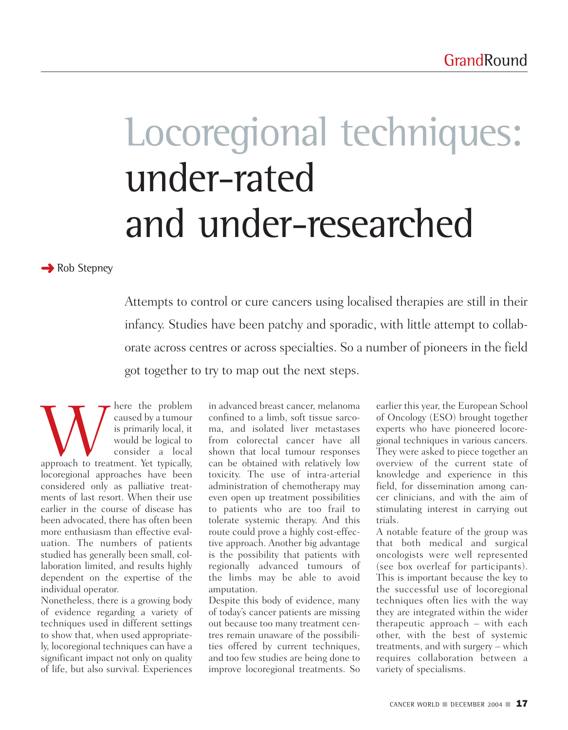# Locoregional techniques: under-rated and under-researched

Rob Stepney

Attempts to control or cure cancers using localised therapies are still in their infancy. Studies have been patchy and sporadic, with little attempt to collaborate across centres or across specialties. So a number of pioneers in the field got together to try to map out the next steps.

Where the problem caused by a tumour is primarily local, it would be logical to consider a local approach to treatment. Yet typically, locoregional approaches have been considered only as palliative treatments of last resort. When their use earlier in the course of disease has been advocated, there has often been more enthusiasm than effective evaluation. The numbers of patients studied has generally been small, collaboration limited, and results highly dependent on the expertise of the individual operator.

Nonetheless, there is a growing body of evidence regarding a variety of techniques used in different settings to show that, when used appropriately, locoregional techniques can have a significant impact not only on quality of life, but also survival. Experiences in advanced breast cancer, melanoma confined to a limb, soft tissue sarcoma, and isolated liver metastases from colorectal cancer have all shown that local tumour responses can be obtained with relatively low toxicity. The use of intra-arterial administration of chemotherapy may even open up treatment possibilities to patients who are too frail to tolerate systemic therapy. And this route could prove a highly cost-effective approach. Another big advantage is the possibility that patients with regionally advanced tumours of the limbs may be able to avoid amputation.

Despite this body of evidence, many of today's cancer patients are missing out because too many treatment centres remain unaware of the possibilities offered by current techniques, and too few studies are being done to improve locoregional treatments. So earlier this year, the European School of Oncology (ESO) brought together experts who have pioneered locoregional techniques in various cancers. They were asked to piece together an overview of the current state of knowledge and experience in this field, for dissemination among cancer clinicians, and with the aim of stimulating interest in carrying out trials.

A notable feature of the group was that both medical and surgical oncologists were well represented (see box overleaf for participants). This is important because the key to the successful use of locoregional techniques often lies with the way they are integrated within the wider therapeutic approach – with each other, with the best of systemic treatments, and with surgery – which requires collaboration between a variety of specialisms.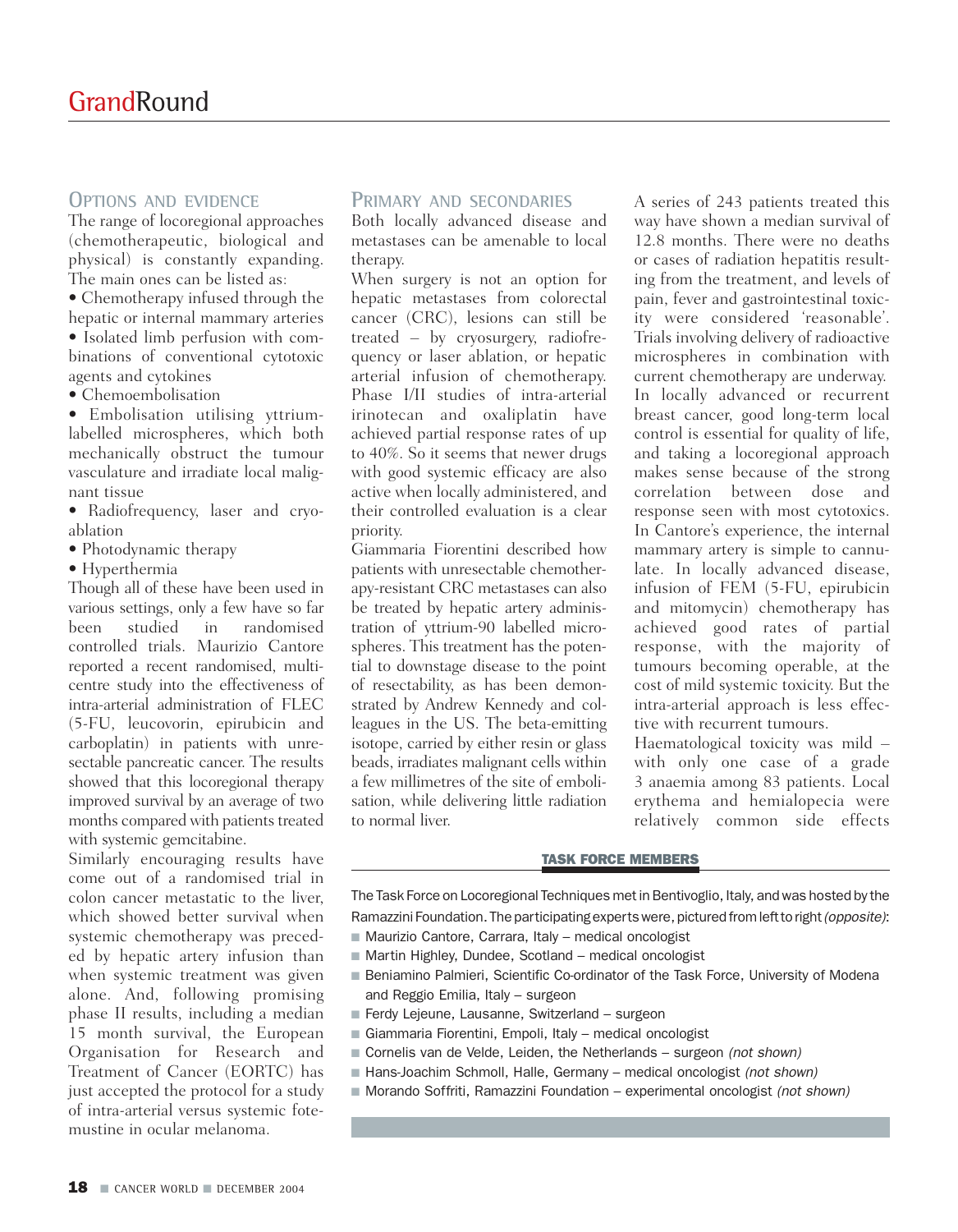## Options and evidence

The range of locoregional approaches (chemotherapeutic, biological and physical) is constantly expanding. The main ones can be listed as:

- Chemotherapy infused through the hepatic or internal mammary arteries
- Isolated limb perfusion with combinations of conventional cytotoxic agents and cytokines
- Chemoembolisation
- Embolisation utilising yttrium-labelled microspheres, which both mechanically obstruct the tumour vasculature and irradiate local malignant tissue
- Radiofrequency, laser and cryoablation
- Photodynamic therapy
- Hyperthermia

Though all of these have been used in various settings, only a few have so far been studied in randomised controlled trials. Maurizio Cantore reported a recent randomised, multicentre study into the effectiveness of intra-arterial administration of FLEC (5-FU, leucovorin, epirubicin and carboplatin) in patients with unresectable pancreatic cancer. The results showed that this locoregional therapy improved survival by an average of two months compared with patients treated with systemic gemcitabine.

Similarly encouraging results have come out of a randomised trial in colon cancer metastatic to the liver, which showed better survival when systemic chemotherapy was preceded by hepatic artery infusion than when systemic treatment was given alone. And, following promising phase II results, including a median 15 month survival, the European Organisation for Research and Treatment of Cancer (EORTC) has just accepted the protocol for a study of intra-arterial versus systemic fotemustine in ocular melanoma.

## Primary and secondaries

Both locally advanced disease and metastases can be amenable to local therapy.

When surgery is not an option for hepatic metastases from colorectal cancer (CRC), lesions can still be treated – by cryosurgery, radiofrequency or laser ablation, or hepatic arterial infusion of chemotherapy. Phase I/II studies of intra-arterial irinotecan and oxaliplatin have achieved partial response rates of up to 40%. So it seems that newer drugs with good systemic efficacy are also active when locally administered, and their controlled evaluation is a clear priority.

Giammaria Fiorentini described how patients with unresectable chemotherapy-resistant CRC metastases can also be treated by hepatic artery administration of yttrium-90 labelled microspheres. This treatment has the potential to downstage disease to the point of resectability, as has been demonstrated by Andrew Kennedy and colleagues in the US. The beta-emitting isotope, carried by either resin or glass beads, irradiates malignant cells within a few millimetres of the site of embolisation, while delivering little radiation to normal liver.

A series of 243 patients treated this way have shown a median survival of 12.8 months. There were no deaths or cases of radiation hepatitis resulting from the treatment, and levels of pain, fever and gastrointestinal toxicity were considered 'reasonable'. Trials involving delivery of radioactive microspheres in combination with current chemotherapy are underway.

In locally advanced or recurrent breast cancer, good long-term local control is essential for quality of life, and taking a locoregional approach makes sense because of the strong correlation between dose and response seen with most cytotoxics. In Cantore's experience, the internal mammary artery is simple to cannulate. In locally advanced disease, infusion of FEM (5-FU, epirubicin and mitomycin) chemotherapy has achieved good rates of partial response, with the majority of tumours becoming operable, at the cost of mild systemic toxicity. But the intra-arterial approach is less effective with recurrent tumours.

Haematological toxicity was mild – with only one case of a grade 3 anaemia among 83 patients. Local erythema and hemialopecia were relatively common side effects

---

**TASK FORCE MEMBERS**

The Task Force on Locoregional Techniques met in Bentivoglio, Italy, and was hosted by the Ramazzini Foundation. The participating experts were, pictured from left to right *(opposite)*:

- Maurizio Cantore, Carrara, Italy – medical oncologist
- Martin Highley, Dundee, Scotland – medical oncologist
- Beniamino Palmieri, Scientific Co-ordinator of the Task Force, University of Modena and Reggio Emilia, Italy – surgeon
- Ferdy Lejeune, Lausanne, Switzerland – surgeon
- Giammaria Fiorentini, Empoli, Italy – medical oncologist
- Cornelis van de Velde, Leiden, the Netherlands – surgeon *(not shown)*
- Hans-Joachim Schmoll, Halle, Germany – medical oncologist *(not shown)*
- Morando Soffritti, Ramazzini Foundation – experimental oncologist *(not shown)*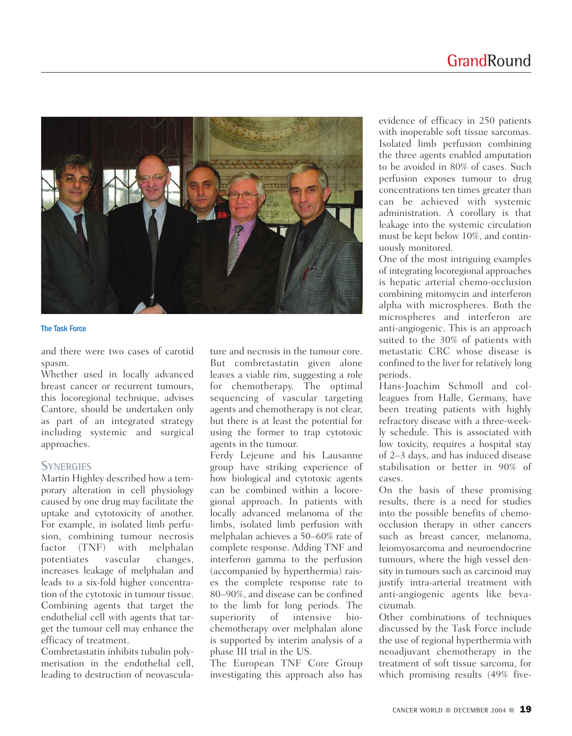The Task Force

and there were two cases of carotid spasm.

Whether used in locally advanced breast cancer or recurrent tumours, this locoregional technique, advises Cantore, should be undertaken only as part of an integrated strategy including systemic and surgical approaches.

## SYNERGIES

Martin Highley described how a temporary alteration in cell physiology caused by one drug may facilitate the uptake and cytotoxicity of another. For example, in isolated limb perfusion, combining tumour necrosis factor (TNF) with melphalan potentiates vascular changes, increases leakage of melphalan and leads to a six-fold higher concentration of the cytotoxic in tumour tissue. Combining agents that target the endothelial cell with agents that target the tumour cell may enhance the efficacy of treatment.

Combretastatin inhibits tubulin polymerisation in the endothelial cell, leading to destruction of neovasculature and necrosis in the tumour core. But combretastatin given alone leaves a viable rim, suggesting a role for chemotherapy. The optimal sequencing of vascular targeting agents and chemotherapy is not clear, but there is at least the potential for using the former to trap cytotoxic agents in the tumour.

Ferdy Lejeune and his Lausanne group have striking experience of how biological and cytotoxic agents can be combined within a locoregional approach. In patients with locally advanced melanoma of the limbs, isolated limb perfusion with melphalan achieves a 50–60% rate of complete response. Adding TNF and interferon gamma to the perfusion (accompanied by hyperthermia) raises the complete response rate to 80–90%, and disease can be confined to the limb for long periods. The superiority of intensive biochemotherapy over melphalan alone is supported by interim analysis of a phase III trial in the US.

The European TNF Core Group investigating this approach also has evidence of efficacy in 250 patients with inoperable soft tissue sarcomas. Isolated limb perfusion combining the three agents enabled amputation to be avoided in 80% of cases. Such perfusion exposes tumour to drug concentrations ten times greater than can be achieved with systemic administration. A corollary is that leakage into the systemic circulation must be kept below 10%, and continuously monitored.

One of the most intriguing examples of integrating locoregional approaches is hepatic arterial chemo-occlusion combining mitomycin and interferon alpha with microspheres. Both the microspheres and interferon are anti-angiogenic. This is an approach suited to the 30% of patients with metastatic CRC whose disease is confined to the liver for relatively long periods.

Hans-Joachim Schmoll and colleagues from Halle, Germany, have been treating patients with highly refractory disease with a three-weekly schedule. This is associated with low toxicity, requires a hospital stay of 2–3 days, and has induced disease stabilisation or better in 90% of cases.

On the basis of these promising results, there is a need for studies into the possible benefits of chemo-occlusion therapy in other cancers such as breast cancer, melanoma, leiomyosarcoma and neuroendocrine tumours, where the high vessel density in tumours such as carcinoid may justify intra-arterial treatment with anti-angiogenic agents like bevacizumab.

Other combinations of techniques discussed by the Task Force include the use of regional hyperthermia with neoadjuvant chemotherapy in the treatment of soft tissue sarcoma, for which promising results (49% five-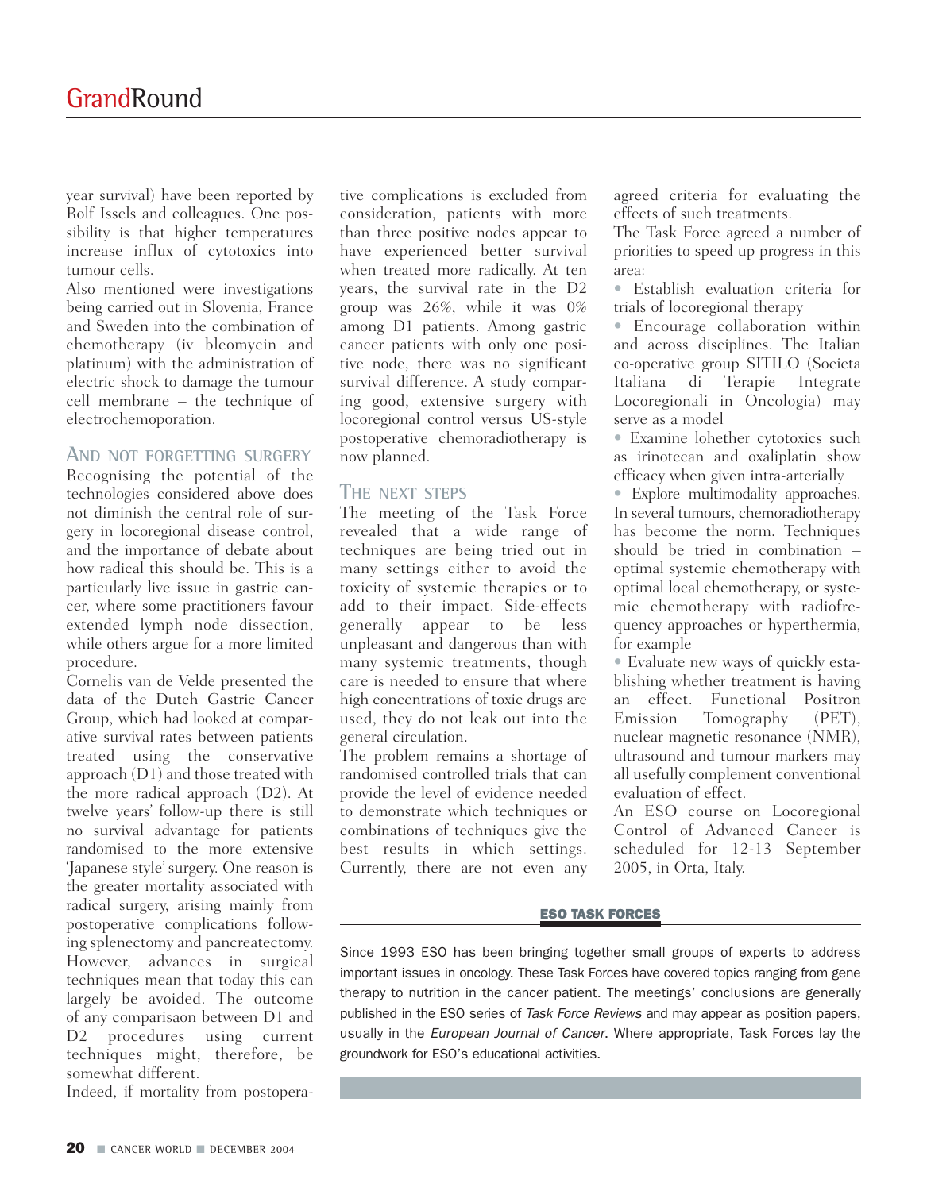year survival) have been reported by Rolf Issels and colleagues. One possibility is that higher temperatures increase influx of cytotoxics into tumour cells.

Also mentioned were investigations being carried out in Slovenia, France and Sweden into the combination of chemotherapy (iv bleomycin and platinum) with the administration of electric shock to damage the tumour cell membrane – the technique of electrochemoporation.

## AND NOT FORGETTING SURGERY

Recognising the potential of the technologies considered above does not diminish the central role of surgery in locoregional disease control, and the importance of debate about how radical this should be. This is a particularly live issue in gastric cancer, where some practitioners favour extended lymph node dissection, while others argue for a more limited procedure.

Cornelis van de Velde presented the data of the Dutch Gastric Cancer Group, which had looked at comparative survival rates between patients treated using the conservative approach (D1) and those treated with the more radical approach (D2). At twelve years' follow-up there is still no survival advantage for patients randomised to the more extensive 'Japanese style' surgery. One reason is the greater mortality associated with radical surgery, arising mainly from postoperative complications following splenectomy and pancreatectomy. However, advances in surgical techniques mean that today this can largely be avoided. The outcome of any comparisaon between D1 and D2 procedures using current techniques might, therefore, be somewhat different.

Indeed, if mortality from postoperative complications is excluded from consideration, patients with more than three positive nodes appear to have experienced better survival when treated more radically. At ten years, the survival rate in the D2 group was 26%, while it was 0% among D1 patients. Among gastric cancer patients with only one positive node, there was no significant survival difference. A study comparing good, extensive surgery with locoregional control versus US-style postoperative chemoradiotherapy is now planned.

## THE NEXT STEPS

The meeting of the Task Force revealed that a wide range of techniques are being tried out in many settings either to avoid the toxicity of systemic therapies or to add to their impact. Side-effects generally appear to be less unpleasant and dangerous than with many systemic treatments, though care is needed to ensure that where high concentrations of toxic drugs are used, they do not leak out into the general circulation.

The problem remains a shortage of randomised controlled trials that can provide the level of evidence needed to demonstrate which techniques or combinations of techniques give the best results in which settings. Currently, there are not even any agreed criteria for evaluating the effects of such treatments.

The Task Force agreed a number of priorities to speed up progress in this area:

- Establish evaluation criteria for trials of locoregional therapy
- Encourage collaboration within and across disciplines. The Italian co-operative group SITILO (Societa Italiana di Terapie Integrate Locoregionali in Oncologia) may serve as a model
- Examine lohether cytotoxics such as irinotecan and oxaliplatin show efficacy when given intra-arterially
- Explore multimodality approaches. In several tumours, chemoradiotherapy has become the norm. Techniques should be tried in combination – optimal systemic chemotherapy with optimal local chemotherapy, or systemic chemotherapy with radiofrequency approaches or hyperthermia, for example
- Evaluate new ways of quickly establishing whether treatment is having an effect. Functional Positron Emission Tomography (PET), nuclear magnetic resonance (NMR), ultrasound and tumour markers may all usefully complement conventional evaluation of effect.

An ESO course on Locoregional Control of Advanced Cancer is scheduled for 12-13 September 2005, in Orta, Italy.

### ESO TASK FORCES

Since 1993 ESO has been bringing together small groups of experts to address important issues in oncology. These Task Forces have covered topics ranging from gene therapy to nutrition in the cancer patient. The meetings' conclusions are generally published in the ESO series of *Task Force Reviews* and may appear as position papers, usually in the *European Journal of Cancer*. Where appropriate, Task Forces lay the groundwork for ESO's educational activities.